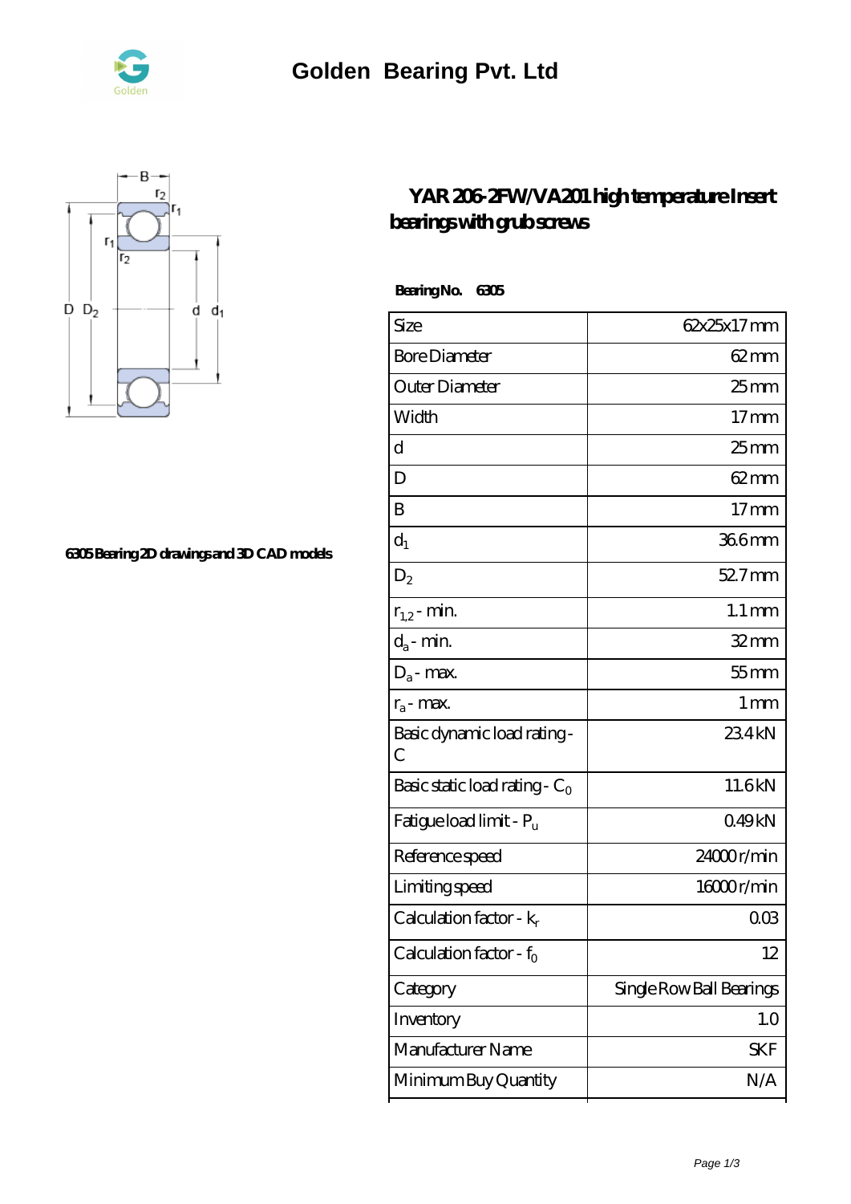# Golden Bearing Pvt. Ltd

## YAR 206-2FW/VA201 high temperature Insert bearings with grub screws

6305 Bearing 2D drawings and 3D CAD models

**Bearing No. 6305**

| Size | 62x25x17 mm |
|---|---|
| Bore Diameter | 62 mm |
| Outer Diameter | 25 mm |
| Width | 17 mm |
| d | 25 mm |
| D | 62 mm |
| B | 17 mm |
| $d_1$ | 36.6 mm |
| $D_2$ | 52.7 mm |
| $r_{1,2}$ - min. | 1.1 mm |
| $d_a$ - min. | 32 mm |
| $D_a$ - max. | 55 mm |
| $r_a$ - max. | 1 mm |
| Basic dynamic load rating - C | 23.4 kN |
| Basic static load rating - $C_0$ | 11.6 kN |
| Fatigue load limit - $P_u$ | 0.49 kN |
| Reference speed | 24000 r/min |
| Limiting speed | 16000 r/min |
| Calculation factor - $k_r$ | 0.03 |
| Calculation factor - $f_0$ | 12 |
| Category | Single Row Ball Bearings |
| Inventory | 1.0 |
| Manufacturer Name | SKF |
| Minimum Buy Quantity | N/A |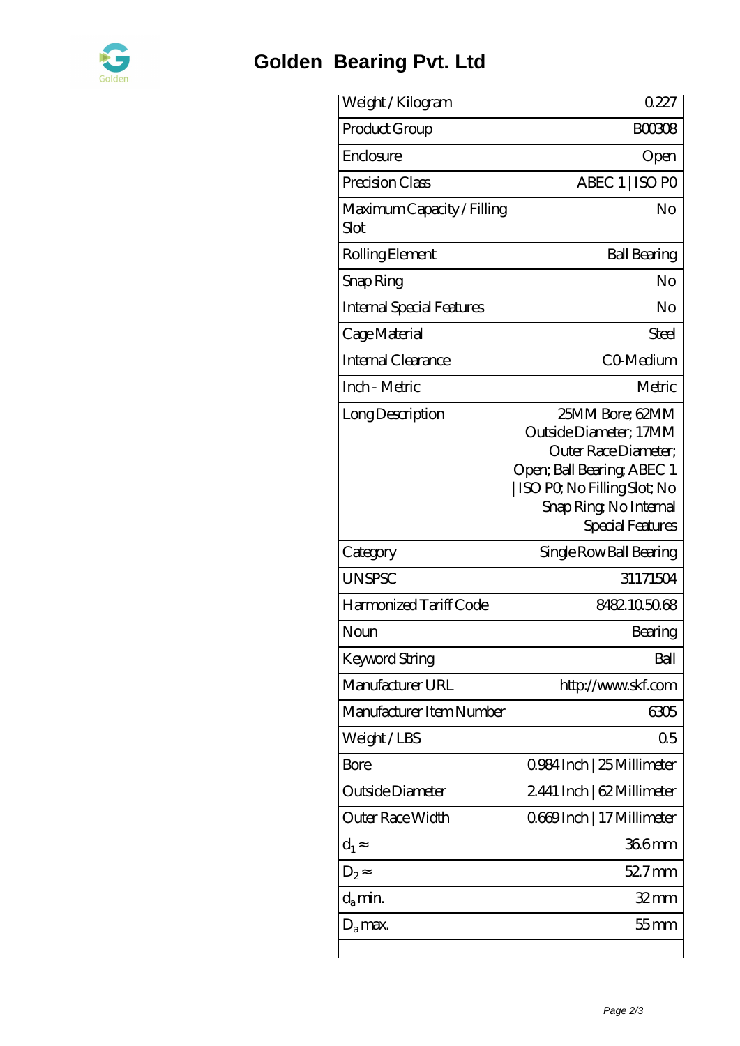| Weight / Kilogram | 0.227 |
|---|---|
| Product Group | B00308 |
| Enclosure | Open |
| Precision Class | ABEC 1 \| ISO P0 |
| Maximum Capacity / Filling Slot | No |
| Rolling Element | Ball Bearing |
| Snap Ring | No |
| Internal Special Features | No |
| Cage Material | Steel |
| Internal Clearance | C0-Medium |
| Inch - Metric | Metric |
| Long Description | 25MM Bore; 62MM Outside Diameter; 17MM Outer Race Diameter; Open; Ball Bearing; ABEC 1 \| ISO P0; No Filling Slot; No Snap Ring; No Internal Special Features |
| Category | Single Row Ball Bearing |
| UNSPSC | 31171504 |
| Harmonized Tariff Code | 8482.10.50.68 |
| Noun | Bearing |
| Keyword String | Ball |
| Manufacturer URL | http://www.skf.com |
| Manufacturer Item Number | 6305 |
| Weight / LBS | 0.5 |
| Bore | 0.984 Inch \| 25 Millimeter |
| Outside Diameter | 2.441 Inch \| 62 Millimeter |
| Outer Race Width | 0.669 Inch \| 17 Millimeter |
| $d_1 \approx$ | 36.6 mm |
| $D_2 \approx$ | 52.7 mm |
| $d_a$ min. | 32 mm |
| $D_a$ max. | 55 mm |
| | |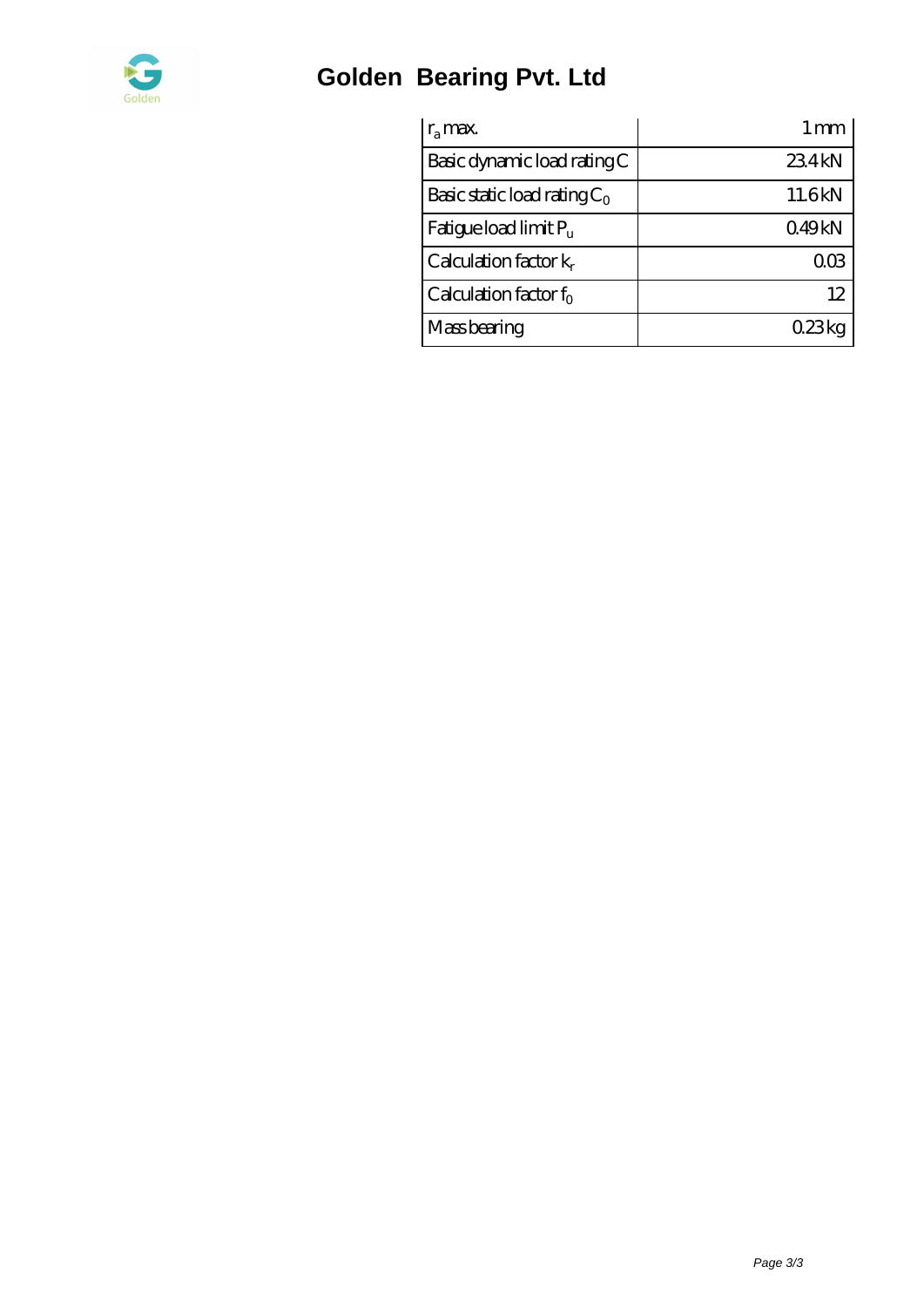# Golden Bearing Pvt. Ltd

| | |
|---|---|
| $r_a$ max. | 1 mm |
| Basic dynamic load rating C | 23.4 kN |
| Basic static load rating $C_0$ | 11.6 kN |
| Fatigue load limit $P_u$ | 0.49 kN |
| Calculation factor $k_r$ | 0.03 |
| Calculation factor $f_0$ | 12 |
| Mass bearing | 0.23 kg |